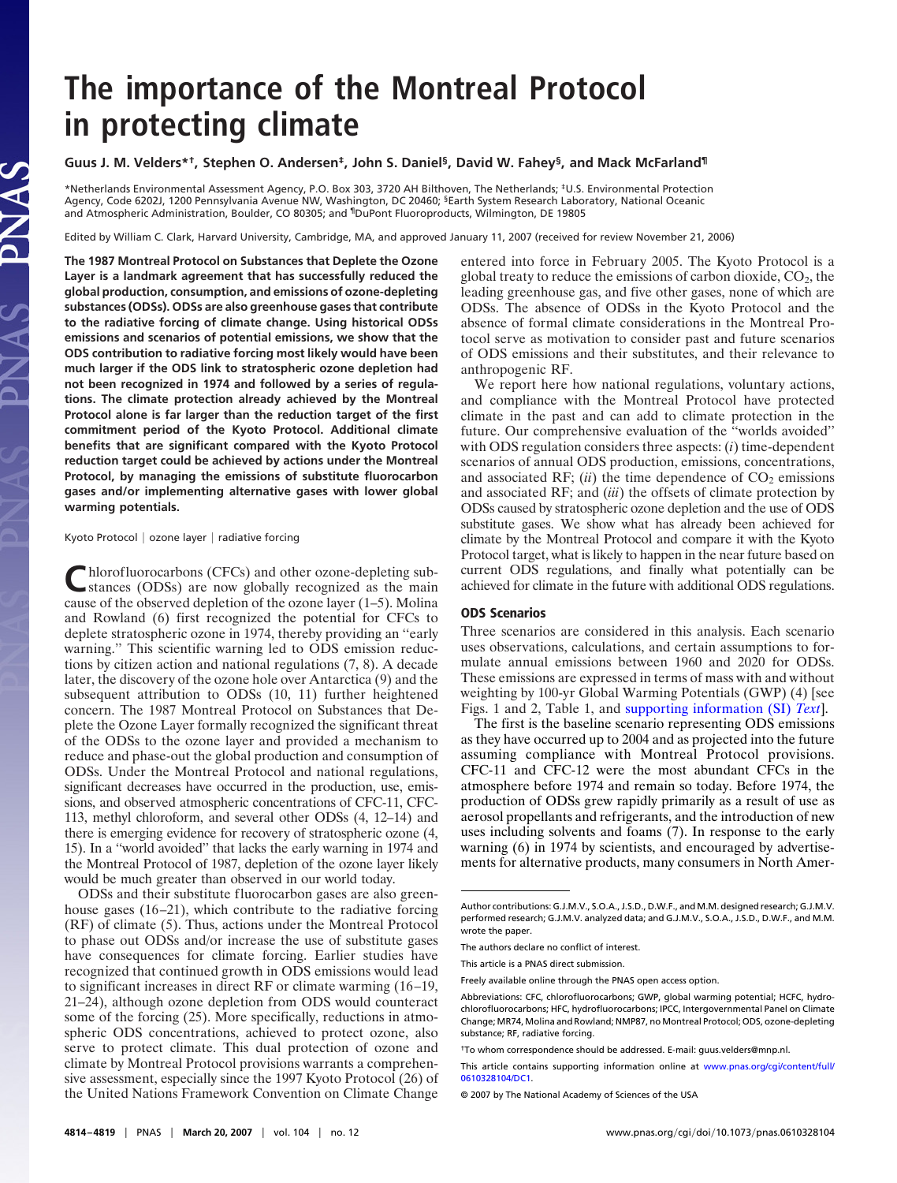# The importance of the Montreal Protocol in protecting climate

**Guus J. M. Velders*†, Stephen O. Andersen‡, John S. Daniel§, David W. Fahey§, and Mack McFarland¶**

*Netherlands Environmental Assessment Agency, P.O. Box 303, 3720 AH Bilthoven, The Netherlands; ‡U.S. Environmental Protection Agency, Code 6202J, 1200 Pennsylvania Avenue NW, Washington, DC 20460; §Earth System Research Laboratory, National Oceanic and Atmospheric Administration, Boulder, CO 80305; and ¶DuPont Fluoroproducts, Wilmington, DE 19805

Edited by William C. Clark, Harvard University, Cambridge, MA, and approved January 11, 2007 (received for review November 21, 2006)

**The 1987 Montreal Protocol on Substances that Deplete the Ozone Layer is a landmark agreement that has successfully reduced the global production, consumption, and emissions of ozone-depleting substances (ODSs). ODSs are also greenhouse gases that contribute to the radiative forcing of climate change. Using historical ODSs emissions and scenarios of potential emissions, we show that the ODS contribution to radiative forcing most likely would have been much larger if the ODS link to stratospheric ozone depletion had not been recognized in 1974 and followed by a series of regulations. The climate protection already achieved by the Montreal Protocol alone is far larger than the reduction target of the first commitment period of the Kyoto Protocol. Additional climate benefits that are significant compared with the Kyoto Protocol reduction target could be achieved by actions under the Montreal Protocol, by managing the emissions of substitute fluorocarbon gases and/or implementing alternative gases with lower global warming potentials.**

Kyoto Protocol | ozone layer | radiative forcing

Chlorofluorocarbons (CFCs) and other ozone-depleting substances (ODSs) are now globally recognized as the main cause of the observed depletion of the ozone layer (1–5). Molina and Rowland (6) first recognized the potential for CFCs to deplete stratospheric ozone in 1974, thereby providing an "early warning." This scientific warning led to ODS emission reductions by citizen action and national regulations (7, 8). A decade later, the discovery of the ozone hole over Antarctica (9) and the subsequent attribution to ODSs (10, 11) further heightened concern. The 1987 Montreal Protocol on Substances That Deplete the Ozone Layer formally recognized the significant threat of the ODSs to the ozone layer and provided a mechanism to reduce and phase-out the global production and consumption of ODSs. Under the Montreal Protocol and national regulations, significant decreases have occurred in the production, use, emissions, and observed atmospheric concentrations of CFC-11, CFC-113, methyl chloroform, and several other ODSs (4, 12–14) and there is emerging evidence for recovery of stratospheric ozone (4, 15). In a "world avoided" that lacks the early warning in 1974 and the Montreal Protocol of 1987, depletion of the ozone layer likely would be much greater than observed in our world today.

ODSs and their substitute fluorocarbon gases are also greenhouse gases (16–21), which contribute to the radiative forcing (RF) of climate (5). Thus, actions under the Montreal Protocol to phase out ODSs and/or increase the use of substitute gases have consequences for climate forcing. Earlier studies have recognized that continued growth in ODS emissions would lead to significant increases in direct RF or climate warming (16–19, 21–24), although ozone depletion from ODS would counteract some of the forcing (25). More specifically, reductions in atmospheric ODS concentrations, achieved to protect ozone, also serve to protect climate. This dual protection of ozone and climate by Montreal Protocol provisions warrants a comprehensive assessment, especially since the 1997 Kyoto Protocol (26) of the United Nations Framework Convention on Climate Change entered into force in February 2005. The Kyoto Protocol is a global treaty to reduce the emissions of carbon dioxide, $CO_2$, the leading greenhouse gas, and five other gases, none of which are ODSs. The absence of ODSs in the Kyoto Protocol and the absence of formal climate considerations in the Montreal Protocol serve as motivation to consider past and future scenarios of ODS emissions and their substitutes, and their relevance to anthropogenic RF.

We report here how national regulations, voluntary actions, and compliance with the Montreal Protocol have protected climate in the past and can add to climate protection in the future. Our comprehensive evaluation of the "worlds avoided" with ODS regulation considers three aspects: (*i*) time-dependent scenarios of annual ODS production, emissions, concentrations, and associated RF; (*ii*) the time dependence of $CO_2$ emissions and associated RF; and (*iii*) the offsets of climate protection by ODSs caused by stratospheric ozone depletion and the use of ODS substitute gases. We show what has already been achieved for climate by the Montreal Protocol and compare it with the Kyoto Protocol target, what is likely to happen in the near future based on current ODS regulations, and finally what potentially can be achieved for climate in the future with additional ODS regulations.

## ODS Scenarios

Three scenarios are considered in this analysis. Each scenario uses observations, calculations, and certain assumptions to formulate annual emissions between 1960 and 2020 for ODSs. These emissions are expressed in terms of mass with and without weighting by 100-yr Global Warming Potentials (GWP) (4) [see Figs. 1 and 2, Table 1, and supporting information (SI) *Text*].

The first is the baseline scenario representing ODS emissions as they have occurred up to 2004 and as projected into the future assuming compliance with Montreal Protocol provisions. CFC-11 and CFC-12 were the most abundant CFCs in the atmosphere before 1974 and remain so today. Before 1974, the production of ODSs grew rapidly primarily as a result of use as aerosol propellants and refrigerants, and the introduction of new uses including solvents and foams (7). In response to the early warning (6) in 1974 by scientists, and encouraged by advertisements for alternative products, many consumers in North Amer-

Author contributions: G.J.M.V., S.O.A., J.S.D., D.W.F., and M.M. designed research; G.J.M.V. performed research; G.J.M.V. analyzed data; and G.J.M.V., S.O.A., J.S.D., D.W.F., and M.M. wrote the paper.

The authors declare no conflict of interest.

This article is a PNAS direct submission.

Freely available online through the PNAS open access option.

Abbreviations: CFC, chlorofluorocarbons; GWP, global warming potential; HCFC, hydrochlorofluorocarbons; HFC, hydrofluorocarbons; IPCC, Intergovernmental Panel on Climate Change; MR74, Molina and Rowland; NMP87, no Montreal Protocol; ODS, ozone-depleting substance; RF, radiative forcing.

†To whom correspondence should be addressed. E-mail: guus.velders@mnp.nl.

This article contains supporting information online at www.pnas.org/cgi/content/full/0610328104/DC1.

© 2007 by The National Academy of Sciences of the USA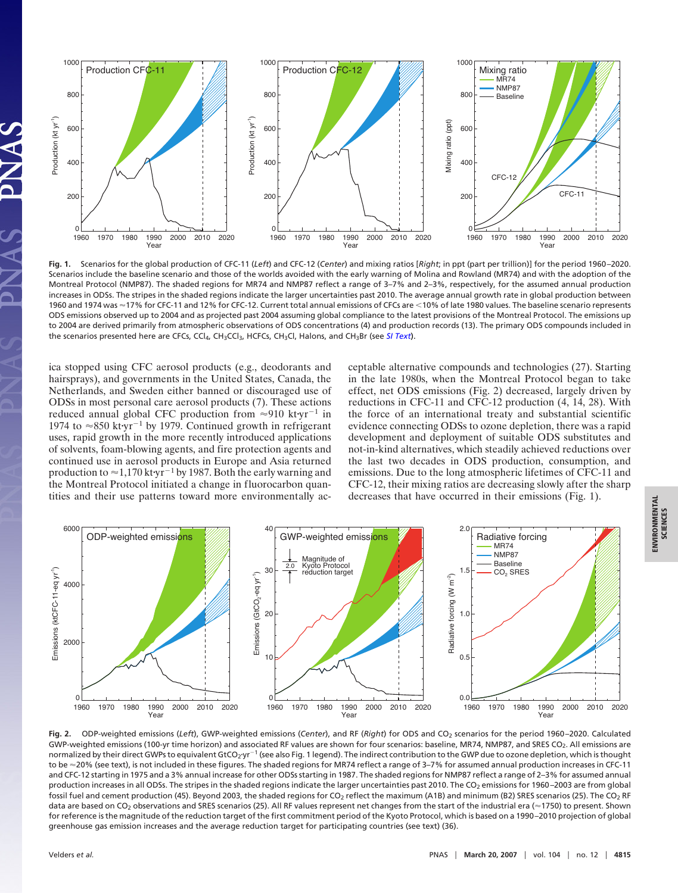**Fig. 1.** Scenarios for the global production of CFC-11 (*Left*) and CFC-12 (*Center*) and mixing ratios [*Right*; in ppt (part per trillion)] for the period 1960–2020. Scenarios include the baseline scenario and those of the worlds avoided with the early warning of Molina and Rowland (MR74) and with the adoption of the Montreal Protocol (NMP87). The shaded regions for MR74 and NMP87 reflect a range of 3–7% and 2–3%, respectively, for the assumed annual production increases in ODSs. The stripes in the shaded regions indicate the larger uncertainties past 2010. The average annual growth rate in global production between 1960 and 1974 was ≈17% for CFC-11 and 12% for CFC-12. Current total annual emissions of CFCs are <10% of late 1980 values. The baseline scenario represents ODS emissions observed up to 2004 and as projected past 2004 assuming global compliance to the latest provisions of the Montreal Protocol. The emissions up to 2004 are derived primarily from atmospheric observations of ODS concentrations (4) and production records (13). The primary ODS compounds included in the scenarios presented here are CFCs, $CCl_4$, $CH_3CCl_3$, HCFCs, $CH_3Cl$, Halons, and $CH_3Br$ (see *SI Text*).

ica stopped using CFC aerosol products (e.g., deodorants and hairsprays), and governments in the United States, Canada, the Netherlands, and Sweden either banned or discouraged use of ODSs in most personal care aerosol products (7). These actions reduced annual global CFC production from ≈910 $kt \cdot yr^{-1}$ in 1974 to ≈850 $kt \cdot yr^{-1}$ by 1979. Continued growth in refrigerant uses, rapid growth in the more recently introduced applications of solvents, foam-blowing agents, and fire protection agents and continued use in aerosol products in Europe and Asia returned production to ≈1,170 $kt \cdot yr^{-1}$ by 1987. Both the early warning and the Montreal Protocol initiated a change in fluorocarbon quantities and their use patterns toward more environmentally acceptable alternative compounds and technologies (27). Starting in the late 1980s, when the Montreal Protocol began to take effect, net ODS emissions (Fig. 2) decreased, largely driven by reductions in CFC-11 and CFC-12 production (4, 14, 28). With the force of an international treaty and substantial scientific evidence connecting ODSs to ozone depletion, there was a rapid development and deployment of suitable ODS substitutes and not-in-kind alternatives, which steadily achieved reductions over the last two decades in ODS production, consumption, and emissions. Due to the long atmospheric lifetimes of CFC-11 and CFC-12, their mixing ratios are decreasing slowly after the sharp decreases that have occurred in their emissions (Fig. 1).

**Fig. 2.** ODP-weighted emissions (*Left*), GWP-weighted emissions (*Center*), and RF (*Right*) for ODS and $CO_2$ scenarios for the period 1960–2020. Calculated GWP-weighted emissions (100-yr time horizon) and associated RF values are shown for four scenarios: baseline, MR74, NMP87, and SRES $CO_2$. All emissions are normalized by their direct GWPs to equivalent $GtCO_2 \cdot yr^{-1}$ (see also Fig. 1 legend). The indirect contribution to the GWP due to ozone depletion, which is thought to be ≈20% (see text), is not included in these figures. The shaded regions for MR74 reflect a range of 3–7% for assumed annual production increases in CFC-11 and CFC-12 starting in 1975 and a 3% annual increase for other ODSs starting in 1987. The shaded regions for NMP87 reflect a range of 2–3% for assumed annual production increases in all ODSs. The stripes in the shaded regions indicate the larger uncertainties past 2010. The $CO_2$ emissions for 1960–2003 are from global fossil fuel and cement production (45). Beyond 2003, the shaded regions for $CO_2$ reflect the maximum (A1B) and minimum (B2) SRES scenarios (25). The $CO_2$ RF data are based on $CO_2$ observations and SRES scenarios (25). All RF values represent net changes from the start of the industrial era (≈1750) to present. Shown for reference is the magnitude of the reduction target of the first commitment period of the Kyoto Protocol, which is based on a 1990–2010 projection of global greenhouse gas emission increases and the average reduction target for participating countries (see text) (36).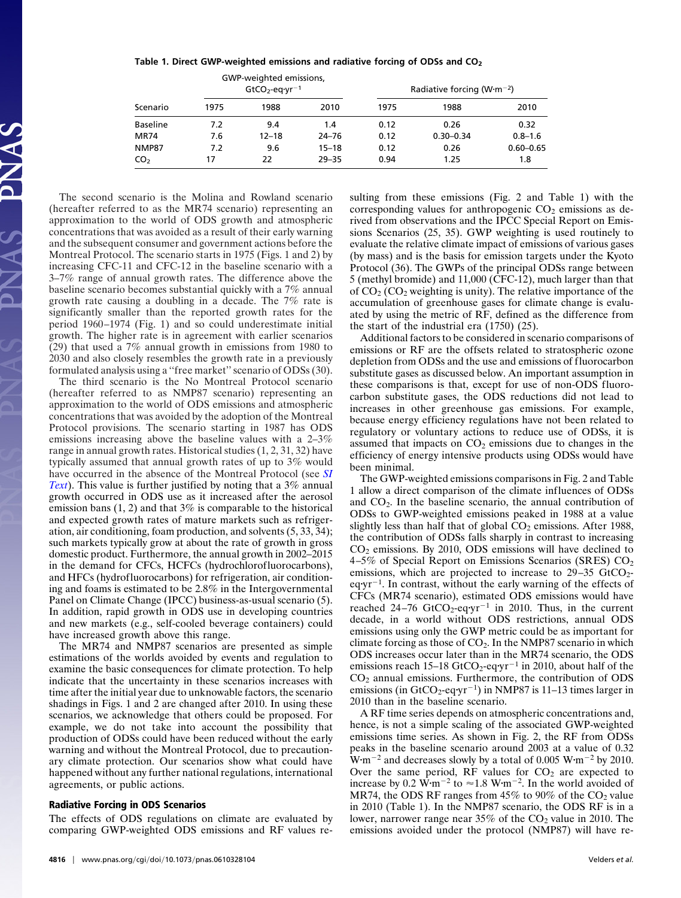**Table 1. Direct GWP-weighted emissions and radiative forcing of ODSs and $CO_2$**

| Scenario | GWP-weighted emissions, $GtCO_2$-eq·yr$^{-1}$ | | | Radiative forcing (W·m$^{-2}$) | | |
|---|---|---|---|---|---|---|
| | 1975 | 1988 | 2010 | 1975 | 1988 | 2010 |
| Baseline | 7.2 | 9.4 | 1.4 | 0.12 | 0.26 | 0.32 |
| MR74 | 7.6 | 12–18 | 24–76 | 0.12 | 0.30–0.34 | 0.8–1.6 |
| NMP87 | 7.2 | 9.6 | 15–18 | 0.12 | 0.26 | 0.60–0.65 |
| $CO_2$ | 17 | 22 | 29–35 | 0.94 | 1.25 | 1.8 |

The second scenario is the Molina and Rowland scenario (hereafter referred to as the MR74 scenario) representing an approximation to the world of ODS growth and atmospheric concentrations that was avoided as a result of their early warning and the subsequent consumer and government actions before the Montreal Protocol. The scenario starts in 1975 (Figs. 1 and 2) by increasing CFC-11 and CFC-12 in the baseline scenario with a 3–7% range of annual growth rates. The difference above the baseline scenario becomes substantial quickly with a 7% annual growth rate causing a doubling in a decade. The 7% rate is significantly smaller than the reported growth rates for the period 1960–1974 (Fig. 1) and so could underestimate initial growth. The higher rate is in agreement with earlier scenarios (29) that used a 7% annual growth in emissions from 1980 to 2030 and also closely resembles the growth rate in a previously formulated analysis using a "free market" scenario of ODSs (30).

The third scenario is the No Montreal Protocol scenario (hereafter referred to as NMP87 scenario) representing an approximation to the world of ODS emissions and atmospheric concentrations that was avoided by the adoption of the Montreal Protocol provisions. The scenario starting in 1987 has ODS emissions increasing above the baseline values with a 2–3% range in annual growth rates. Historical studies (1, 2, 31, 32) have typically assumed that annual growth rates of up to 3% would have occurred in the absence of the Montreal Protocol (see *SI Text*). This value is further justified by noting that a 3% annual growth occurred in ODS use as it increased after the aerosol emission bans (1, 2) and that 3% is comparable to the historical and expected growth rates of mature markets such as refrigeration, air conditioning, foam production, and solvents (5, 33, 34); such markets typically grow at about the rate of growth in gross domestic product. Furthermore, the annual growth in 2002–2015 in the demand for CFCs, HCFCs (hydrochlorofluorocarbons), and HFCs (hydrofluorocarbons) for refrigeration, air conditioning and foams is estimated to be 2.8% in the Intergovernmental Panel on Climate Change (IPCC) business-as-usual scenario (5). In addition, rapid growth in ODS use in developing countries and new markets (e.g., self-cooled beverage containers) could have increased growth above this range.

The MR74 and NMP87 scenarios are presented as simple estimations of the worlds avoided by events and regulation to examine the basic consequences for climate protection. To help indicate that the uncertainty in these scenarios increases with time after the initial year due to unknowable factors, the scenario shadings in Figs. 1 and 2 are changed after 2010. In using these scenarios, we acknowledge that others could be proposed. For example, we do not take into account the possibility that production of ODSs could have been reduced without the early warning and without the Montreal Protocol, due to precautionary climate protection. Our scenarios show what could have happened without any further national regulations, international agreements, or public actions.

## Radiative Forcing in ODS Scenarios

The effects of ODS regulations on climate are evaluated by comparing GWP-weighted ODS emissions and RF values resulting from these emissions (Fig. 2 and Table 1) with the corresponding values for anthropogenic $CO_2$ emissions as derived from observations and the IPCC Special Report on Emissions Scenarios (25, 35). GWP weighting is used routinely to evaluate the relative climate impact of emissions of various gases (by mass) and is the basis for emission targets under the Kyoto Protocol (36). The GWPs of the principal ODSs range between 5 (methyl bromide) and 11,000 (CFC-12), much larger than that of $CO_2$ ($CO_2$ weighting is unity). The relative importance of the accumulation of greenhouse gases for climate change is evaluated by using the metric of RF, defined as the difference from the start of the industrial era (1750) (25).

Additional factors to be considered in scenario comparisons of emissions or RF are the offsets related to stratospheric ozone depletion from ODSs and the use and emissions of fluorocarbon substitute gases as discussed below. An important assumption in these comparisons is that, except for use of non-ODS fluorocarbon substitute gases, the ODS reductions did not lead to increases in other greenhouse gas emissions. For example, because energy efficiency regulations have not been related to regulatory or voluntary actions to reduce use of ODSs, it is assumed that impacts on $CO_2$ emissions due to changes in the efficiency of energy intensive products using ODSs would have been minimal.

The GWP-weighted emissions comparisons in Fig. 2 and Table 1 allow a direct comparison of the climate influences of ODSs and $CO_2$. In the baseline scenario, the annual contribution of ODSs to GWP-weighted emissions peaked in 1988 at a value slightly less than half that of global $CO_2$ emissions. After 1988, the contribution of ODSs falls sharply in contrast to increasing $CO_2$ emissions. By 2010, ODS emissions will have declined to 4–5% of Special Report on Emissions Scenarios (SRES) $CO_2$ emissions, which are projected to increase to 29–35 $GtCO_2$-eq·yr$^{-1}$. In contrast, without the early warning of the effects of CFCs (MR74 scenario), estimated ODS emissions would have reached 24–76 $GtCO_2$-eq·yr$^{-1}$ in 2010. Thus, in the current decade, in a world without ODS restrictions, annual ODS emissions using only the GWP metric could be as important for climate forcing as those of $CO_2$. In the NMP87 scenario in which ODS increases occur later than in the MR74 scenario, the ODS emissions reach 15–18 $GtCO_2$-eq·yr$^{-1}$ in 2010, about half of the $CO_2$ annual emissions. Furthermore, the contribution of ODS emissions (in $GtCO_2$-eq·yr$^{-1}$) in NMP87 is 11–13 times larger in 2010 than in the baseline scenario.

A RF time series depends on atmospheric concentrations and, hence, is not a simple scaling of the associated GWP-weighted emissions time series. As shown in Fig. 2, the RF from ODSs peaks in the baseline scenario around 2003 at a value of 0.32 W·m$^{-2}$ and decreases slowly by a total of 0.005 W·m$^{-2}$ by 2010. Over the same period, RF values for $CO_2$ are expected to increase by 0.2 W·m$^{-2}$ to ≈1.8 W·m$^{-2}$. In the world avoided of MR74, the ODS RF ranges from 45% to 90% of the $CO_2$ value in 2010 (Table 1). In the NMP87 scenario, the ODS RF is in a lower, narrower range near 35% of the $CO_2$ value in 2010. The emissions avoided under the protocol (NMP87) will have re-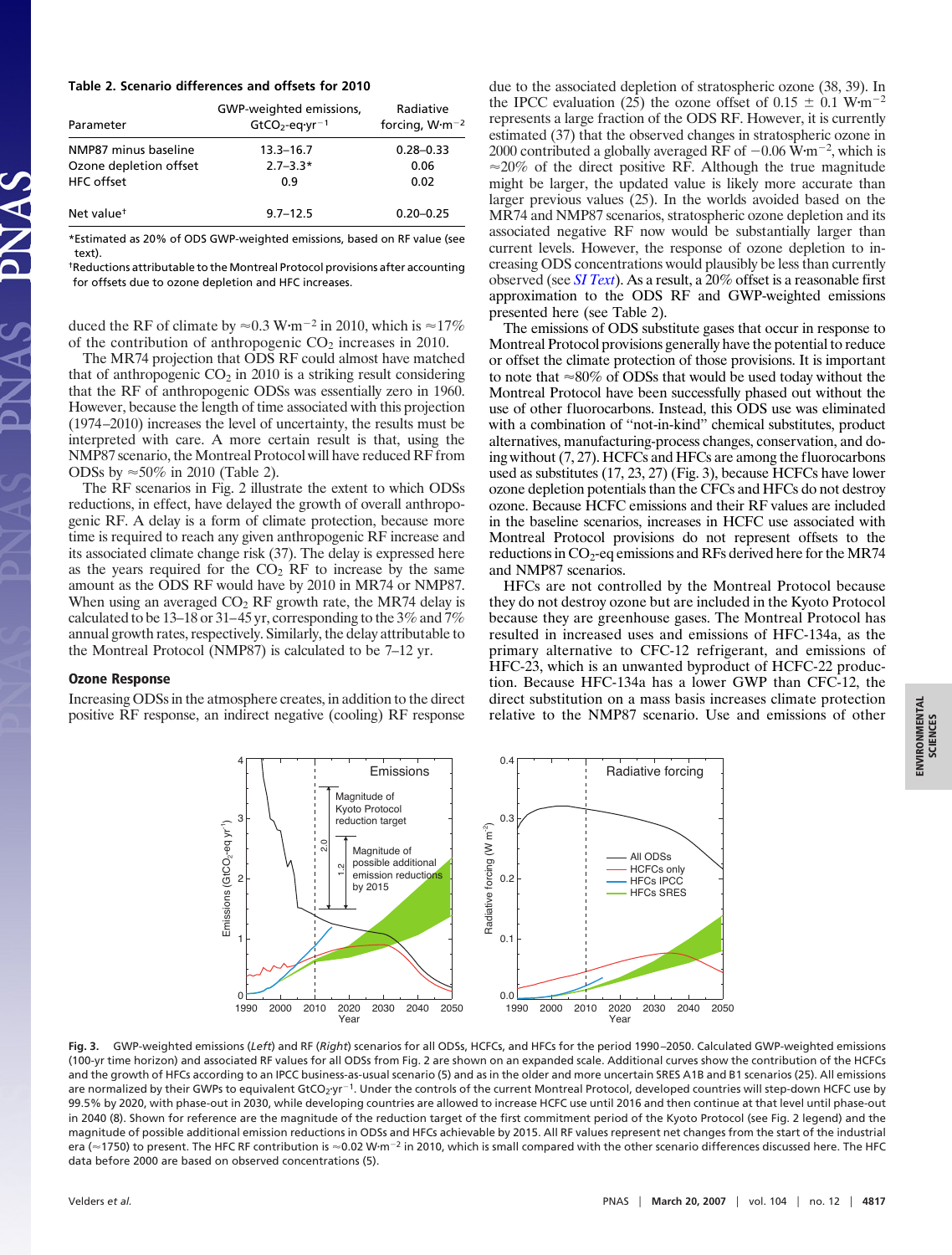**Table 2. Scenario differences and offsets for 2010**

| Parameter | GWP-weighted emissions, $GtCO_2$-eq·$yr^{-1}$ | Radiative forcing, $W·m^{-2}$ |
|---|---|---|
| NMP87 minus baseline | 13.3–16.7 | 0.28–0.33 |
| Ozone depletion offset | 2.7–3.3* | 0.06 |
| HFC offset | 0.9 | 0.02 |
| Net value† | 9.7–12.5 | 0.20–0.25 |

*Estimated as 20% of ODS GWP-weighted emissions, based on RF value (see text).

†Reductions attributable to the Montreal Protocol provisions after accounting for offsets due to ozone depletion and HFC increases.

duced the RF of climate by ≈0.3 $W·m^{-2}$ in 2010, which is ≈17% of the contribution of anthropogenic $CO_2$ increases in 2010.

The MR74 projection that ODS RF could almost have matched that of anthropogenic $CO_2$ in 2010 is a striking result considering that the RF of anthropogenic ODSs was essentially zero in 1960. However, because the length of time associated with this projection (1974–2010) increases the level of uncertainty, the results must be interpreted with care. A more certain result is that, using the NMP87 scenario, the Montreal Protocol will have reduced RF from ODSs by ≈50% in 2010 (Table 2).

The RF scenarios in Fig. 2 illustrate the extent to which ODSs reductions, in effect, have delayed the growth of overall anthropogenic RF. A delay is a form of climate protection, because more time is required to reach any given anthropogenic RF increase and its associated climate change risk (37). The delay is expressed here as the years required for the $CO_2$ RF to increase by the same amount as the ODS RF would have by 2010 in MR74 or NMP87. When using an averaged $CO_2$ RF growth rate, the MR74 delay is calculated to be 13–18 or 31–45 yr, corresponding to the 3% and 7% annual growth rates, respectively. Similarly, the delay attributable to the Montreal Protocol (NMP87) is calculated to be 7–12 yr.

## Ozone Response

Increasing ODSs in the atmosphere creates, in addition to the direct positive RF response, an indirect negative (cooling) RF response due to the associated depletion of stratospheric ozone (38, 39). In the IPCC evaluation (25) the ozone offset of 0.15 ± 0.1 $W·m^{-2}$ represents a large fraction of the ODS RF. However, it is currently estimated (37) that the observed changes in stratospheric ozone in 2000 contributed a globally averaged RF of −0.06 $W·m^{-2}$, which is ≈20% of the direct positive RF. Although the true magnitude might be larger, the updated value is likely more accurate than larger previous values (25). In the worlds avoided based on the MR74 and NMP87 scenarios, stratospheric ozone depletion and its associated negative RF now would be substantially larger than current levels. However, the response of ozone depletion to increasing ODS concentrations would plausibly be less than currently observed (see *SI Text*). As a result, a 20% offset is a reasonable first approximation to the ODS RF and GWP-weighted emissions presented here (see Table 2).

The emissions of ODS substitute gases that occur in response to Montreal Protocol provisions generally have the potential to reduce or offset the climate protection of those provisions. It is important to note that ≈80% of ODSs that would be used today without the Montreal Protocol have been successfully phased out without the use of other fluorocarbons. Instead, this ODS use was eliminated with a combination of "not-in-kind" chemical substitutes, product alternatives, manufacturing-process changes, conservation, and doing without (7, 27). HCFCs and HFCs are among the fluorocarbons used as substitutes (17, 23, 27) (Fig. 3), because HCFCs have lower ozone depletion potentials than the CFCs and HFCs do not destroy ozone. Because HCFC emissions and their RF values are included in the baseline scenarios, increases in HCFC use associated with Montreal Protocol provisions do not represent offsets to the reductions in $CO_2$-eq emissions and RFs derived here for the MR74 and NMP87 scenarios.

HFCs are not controlled by the Montreal Protocol because they do not destroy ozone but are included in the Kyoto Protocol because they are greenhouse gases. The Montreal Protocol has resulted in increased uses and emissions of HFC-134a, as the primary alternative to CFC-12 refrigerant, and emissions of HFC-23, which is an unwanted byproduct of HCFC-22 production. Because HFC-134a has a lower GWP than CFC-12, the direct substitution on a mass basis increases climate protection relative to the NMP87 scenario. Use and emissions of other

**Fig. 3.** GWP-weighted emissions (*Left*) and RF (*Right*) scenarios for all ODSs, HCFCs, and HFCs for the period 1990–2050. Calculated GWP-weighted emissions (100-yr time horizon) and associated RF values for all ODSs from Fig. 2 are shown on an expanded scale. Additional curves show the contribution of the HCFCs and the growth of HFCs according to an IPCC business-as-usual scenario (5) and as in the older and more uncertain SRES A1B and B1 scenarios (25). All emissions are normalized by their GWPs to equivalent $GtCO_2$·$yr^{-1}$. Under the controls of the current Montreal Protocol, developed countries will step-down HCFC use by 99.5% by 2020, with phase-out in 2030, while developing countries are allowed to increase HCFC use until 2016 and then continue at that level until phase-out in 2040 (8). Shown for reference are the magnitude of the reduction target of the first commitment period of the Kyoto Protocol (see Fig. 2 legend) and the magnitude of possible additional emission reductions in ODSs and HFCs achievable by 2015. All RF values represent net changes from the start of the industrial era (≈1750) to present. The HFC RF contribution is ≈0.02 $W·m^{-2}$ in 2010, which is small compared with the other scenario differences discussed here. The HFC data before 2000 are based on observed concentrations (5).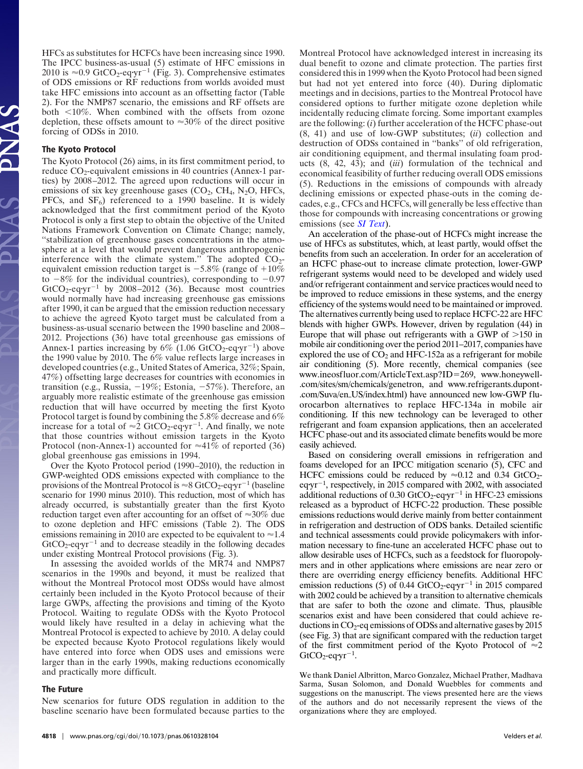HFCs as substitutes for HCFCs have been increasing since 1990. The IPCC business-as-usual (5) estimate of HFC emissions in 2010 is ≈0.9 $GtCO_2$-eq·yr$^{-1}$ (Fig. 3). Comprehensive estimates of ODS emissions or RF reductions from worlds avoided must take HFC emissions into account as an offsetting factor (Table 2). For the NMP87 scenario, the emissions and RF offsets are both <10%. When combined with the offsets from ozone depletion, these offsets amount to ≈30% of the direct positive forcing of ODSs in 2010.

## The Kyoto Protocol

The Kyoto Protocol (26) aims, in its first commitment period, to reduce $CO_2$-equivalent emissions in 40 countries (Annex-1 parties) by 2008–2012. The agreed upon reductions will occur in emissions of six key greenhouse gases ($CO_2$, $CH_4$, $N_2O$, HFCs, PFCs, and $SF_6$) referenced to a 1990 baseline. It is widely acknowledged that the first commitment period of the Kyoto Protocol is only a first step to obtain the objective of the United Nations Framework Convention on Climate Change; namely, "stabilization of greenhouse gases concentrations in the atmosphere at a level that would prevent dangerous anthropogenic interference with the climate system." The adopted $CO_2$-equivalent emission reduction target is −5.8% (range of +10% to −8% for the individual countries), corresponding to −0.97 $GtCO_2$-eq·yr$^{-1}$ by 2008–2012 (36). Because most countries would normally have had increasing greenhouse gas emissions after 1990, it can be argued that the emission reduction necessary to achieve the agreed Kyoto target must be calculated from a business-as-usual scenario between the 1990 baseline and 2008–2012. Projections (36) have total greenhouse gas emissions of Annex-1 parties increasing by 6% (1.06 $GtCO_2$-eq·yr$^{-1}$) above the 1990 value by 2010. The 6% value reflects large increases in developed countries (e.g., United States of America, 32%; Spain, 47%) offsetting large decreases for countries with economies in transition (e.g., Russia, −19%; Estonia, −57%). Therefore, an arguably more realistic estimate of the greenhouse gas emission reduction that will have occurred by meeting the first Kyoto Protocol target is found by combining the 5.8% decrease and 6% increase for a total of ≈2 $GtCO_2$-eq·yr$^{-1}$. And finally, we note that those countries without emission targets in the Kyoto Protocol (non-Annex-1) accounted for ≈41% of reported (36) global greenhouse gas emissions in 1994.

Over the Kyoto Protocol period (1990–2010), the reduction in GWP-weighted ODS emissions expected with compliance to the provisions of the Montreal Protocol is ≈8 $GtCO_2$-eq·yr$^{-1}$ (baseline scenario for 1990 minus 2010). This reduction, most of which has already occurred, is substantially greater than the first Kyoto reduction target even after accounting for an offset of ≈30% due to ozone depletion and HFC emissions (Table 2). The ODS emissions remaining in 2010 are expected to be equivalent to ≈1.4 $GtCO_2$-eq·yr$^{-1}$ and to decrease steadily in the following decades under existing Montreal Protocol provisions (Fig. 3).

In assessing the avoided worlds of the MR74 and NMP87 scenarios in the 1990s and beyond, it must be realized that without the Montreal Protocol most ODSs would have almost certainly been included in the Kyoto Protocol because of their large GWPs, affecting the provisions and timing of the Kyoto Protocol. Waiting to regulate ODSs with the Kyoto Protocol would likely have resulted in a delay in achieving what the Montreal Protocol is expected to achieve by 2010. A delay could be expected because Kyoto Protocol regulations likely would have entered into force when ODS uses and emissions were larger than in the early 1990s, making reductions economically and practically more difficult.

## The Future

New scenarios for future ODS regulation in addition to the baseline scenario have been formulated because parties to the Montreal Protocol have acknowledged interest in increasing its dual benefit to ozone and climate protection. The parties first considered this in 1999 when the Kyoto Protocol had been signed but had not yet entered into force (40). During diplomatic meetings and in decisions, parties to the Montreal Protocol have considered options to further mitigate ozone depletion while incidentally reducing climate forcing. Some important examples are the following: (*i*) further acceleration of the HCFC phase-out (8, 41) and use of low-GWP substitutes; (*ii*) collection and destruction of ODSs contained in "banks" of old refrigeration, air conditioning equipment, and thermal insulating foam products (8, 42, 43); and (*iii*) formulation of the technical and economical feasibility of further reducing overall ODS emissions (5). Reductions in the emissions of compounds with already declining emissions or expected phase-outs in the coming decades, e.g., CFCs and HCFCs, will generally be less effective than those for compounds with increasing concentrations or growing emissions (see *SI Text*).

An acceleration of the phase-out of HCFCs might increase the use of HFCs as substitutes, which, at least partly, would offset the benefits from such an acceleration. In order for an acceleration of an HCFC phase-out to increase climate protection, lower-GWP refrigerant systems would need to be developed and widely used and/or refrigerant containment and service practices would need to be improved to reduce emissions in these systems, and the energy efficiency of the systems would need to be maintained or improved. The alternatives currently being used to replace HCFC-22 are HFC blends with higher GWPs. However, driven by regulation (44) in Europe that will phase out refrigerants with a GWP of >150 in mobile air conditioning over the period 2011–2017, companies have explored the use of $CO_2$ and HFC-152a as a refrigerant for mobile air conditioning (5). More recently, chemical companies (see www.ineosfluor.com/ArticleText.asp?ID=269, www.honeywell.com/sites/sm/chemicals/genetron, and www.refrigerants.dupont.com/Suva/en_US/index.html) have announced new low-GWP fluorocarbon alternatives to replace HFC-134a in mobile air conditioning. If this new technology can be leveraged to other refrigerant and foam expansion applications, then an accelerated HCFC phase-out and its associated climate benefits would be more easily achieved.

Based on considering overall emissions in refrigeration and foams developed for an IPCC mitigation scenario (5), CFC and HCFC emissions could be reduced by ≈0.12 and 0.34 $GtCO_2$-eq·yr$^{-1}$, respectively, in 2015 compared with 2002, with associated additional reductions of 0.30 $GtCO_2$-eq·yr$^{-1}$ in HFC-23 emissions released as a byproduct of HCFC-22 production. These possible emissions reductions would derive mainly from better containment in refrigeration and destruction of ODS banks. Detailed scientific and technical assessments could provide policymakers with information necessary to fine-tune an accelerated HCFC phase out to allow desirable uses of HCFCs, such as a feedstock for fluoropolymers and in other applications where emissions are near zero or there are overriding energy efficiency benefits. Additional HFC emission reductions (5) of 0.44 $GtCO_2$-eq·yr$^{-1}$ in 2015 compared with 2002 could be achieved by a transition to alternative chemicals that are safer to both the ozone and climate. Thus, plausible scenarios exist and have been considered that could achieve reductions in $CO_2$-eq emissions of ODSs and alternative gases by 2015 (see Fig. 3) that are significant compared with the reduction target of the first commitment period of the Kyoto Protocol of ≈2 $GtCO_2$-eq·yr$^{-1}$.

We thank Daniel Albritton, Marco Gonzalez, Michael Prather, Madhava Sarma, Susan Solomon, and Donald Wuebbles for comments and suggestions on the manuscript. The views presented here are the views of the authors and do not necessarily represent the views of the organizations where they are employed.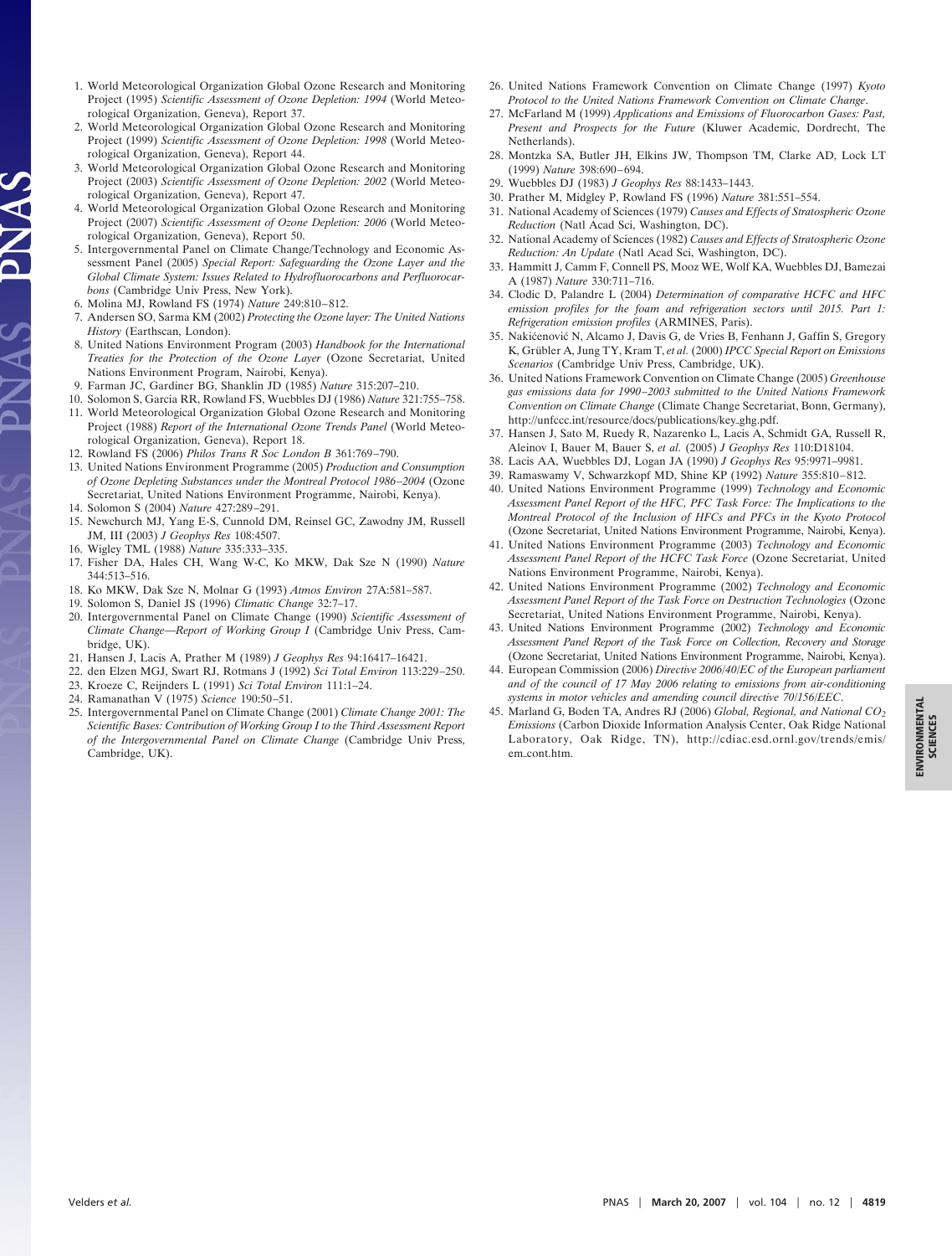1. World Meteorological Organization Global Ozone Research and Monitoring Project (1995) *Scientific Assessment of Ozone Depletion: 1994* (World Meteorological Organization, Geneva), Report 37.
2. World Meteorological Organization Global Ozone Research and Monitoring Project (1999) *Scientific Assessment of Ozone Depletion: 1998* (World Meteorological Organization, Geneva), Report 44.
3. World Meteorological Organization Global Ozone Research and Monitoring Project (2003) *Scientific Assessment of Ozone Depletion: 2002* (World Meteorological Organization, Geneva), Report 47.
4. World Meteorological Organization Global Ozone Research and Monitoring Project (2007) *Scientific Assessment of Ozone Depletion: 2006* (World Meteorological Organization, Geneva), Report 50.
5. Intergovernmental Panel on Climate Change/Technology and Economic Assessment Panel (2005) *Special Report: Safeguarding the Ozone Layer and the Global Climate System: Issues Related to Hydrofluorocarbons and Perfluorocarbons* (Cambridge Univ Press, New York).
6. Molina MJ, Rowland FS (1974) *Nature* 249:810–812.
7. Andersen SO, Sarma KM (2002) *Protecting the Ozone layer: The United Nations History* (Earthscan, London).
8. United Nations Environment Program (2003) *Handbook for the International Treaties for the Protection of the Ozone Layer* (Ozone Secretariat, United Nations Environment Program, Nairobi, Kenya).
9. Farman JC, Gardiner BG, Shanklin JD (1985) *Nature* 315:207–210.
10. Solomon S, Garcia RR, Rowland FS, Wuebbles DJ (1986) *Nature* 321:755–758.
11. World Meteorological Organization Global Ozone Research and Monitoring Project (1988) *Report of the International Ozone Trends Panel* (World Meteorological Organization, Geneva), Report 18.
12. Rowland FS (2006) *Philos Trans R Soc London B* 361:769–790.
13. United Nations Environment Programme (2005) *Production and Consumption of Ozone Depleting Substances under the Montreal Protocol 1986–2004* (Ozone Secretariat, United Nations Environment Programme, Nairobi, Kenya).
14. Solomon S (2004) *Nature* 427:289–291.
15. Newchurch MJ, Yang E-S, Cunnold DM, Reinsel GC, Zawodny JM, Russell JM, III (2003) *J Geophys Res* 108:4507.
16. Wigley TML (1988) *Nature* 335:333–335.
17. Fisher DA, Hales CH, Wang W-C, Ko MKW, Dak Sze N (1990) *Nature* 344:513–516.
18. Ko MKW, Dak Sze N, Molnar G (1993) *Atmos Environ* 27A:581–587.
19. Solomon S, Daniel JS (1996) *Climatic Change* 32:7–17.
20. Intergovernmental Panel on Climate Change (1990) *Scientific Assessment of Climate Change—Report of Working Group I* (Cambridge Univ Press, Cambridge, UK).
21. Hansen J, Lacis A, Prather M (1989) *J Geophys Res* 94:16417–16421.
22. den Elzen MGJ, Swart RJ, Rotmans J (1992) *Sci Total Environ* 113:229–250.
23. Kroeze C, Reijnders L (1991) *Sci Total Environ* 111:1–24.
24. Ramanathan V (1975) *Science* 190:50–51.
25. Intergovernmental Panel on Climate Change (2001) *Climate Change 2001: The Scientific Bases: Contribution of Working Group I to the Third Assessment Report of the Intergovernmental Panel on Climate Change* (Cambridge Univ Press, Cambridge, UK).
26. United Nations Framework Convention on Climate Change (1997) *Kyoto Protocol to the United Nations Framework Convention on Climate Change*.
27. McFarland M (1999) *Applications and Emissions of Fluorocarbon Gases: Past, Present and Prospects for the Future* (Kluwer Academic, Dordrecht, The Netherlands).
28. Montzka SA, Butler JH, Elkins JW, Thompson TM, Clarke AD, Lock LT (1999) *Nature* 398:690–694.
29. Wuebbles DJ (1983) *J Geophys Res* 88:1433–1443.
30. Prather M, Midgley P, Rowland FS (1996) *Nature* 381:551–554.
31. National Academy of Sciences (1979) *Causes and Effects of Stratospheric Ozone Reduction* (Natl Acad Sci, Washington, DC).
32. National Academy of Sciences (1982) *Causes and Effects of Stratospheric Ozone Reduction: An Update* (Natl Acad Sci, Washington, DC).
33. Hammitt J, Camm F, Connell PS, Mooz WE, Wolf KA, Wuebbles DJ, Bamezai A (1987) *Nature* 330:711–716.
34. Clodic D, Palandre L (2004) *Determination of comparative HCFC and HFC emission profiles for the foam and refrigeration sectors until 2015. Part 1: Refrigeration emission profiles* (ARMINES, Paris).
35. Nakićenović N, Alcamo J, Davis G, de Vries B, Fenhann J, Gaffin S, Gregory K, Grübler A, Jung TY, Kram T, *et al.* (2000) *IPCC Special Report on Emissions Scenarios* (Cambridge Univ Press, Cambridge, UK).
36. United Nations Framework Convention on Climate Change (2005) *Greenhouse gas emissions data for 1990–2003 submitted to the United Nations Framework Convention on Climate Change* (Climate Change Secretariat, Bonn, Germany), http://unfccc.int/resource/docs/publications/key_ghg.pdf.
37. Hansen J, Sato M, Ruedy R, Nazarenko L, Lacis A, Schmidt GA, Russell R, Aleinov I, Bauer M, Bauer S, *et al.* (2005) *J Geophys Res* 110:D18104.
38. Lacis AA, Wuebbles DJ, Logan JA (1990) *J Geophys Res* 95:9971–9981.
39. Ramaswamy V, Schwarzkopf MD, Shine KP (1992) *Nature* 355:810–812.
40. United Nations Environment Programme (1999) *Technology and Economic Assessment Panel Report of the HFC, PFC Task Force: The Implications to the Montreal Protocol of the Inclusion of HFCs and PFCs in the Kyoto Protocol* (Ozone Secretariat, United Nations Environment Programme, Nairobi, Kenya).
41. United Nations Environment Programme (2003) *Technology and Economic Assessment Panel Report of the HCFC Task Force* (Ozone Secretariat, United Nations Environment Programme, Nairobi, Kenya).
42. United Nations Environment Programme (2002) *Technology and Economic Assessment Panel Report of the Task Force on Destruction Technologies* (Ozone Secretariat, United Nations Environment Programme, Nairobi, Kenya).
43. United Nations Environment Programme (2002) *Technology and Economic Assessment Panel Report of the Task Force on Collection, Recovery and Storage* (Ozone Secretariat, United Nations Environment Programme, Nairobi, Kenya).
44. European Commission (2006) *Directive 2006/40/EC of the European parliament and of the council of 17 May 2006 relating to emissions from air-conditioning systems in motor vehicles and amending council directive 70/156/EEC*.
45. Marland G, Boden TA, Andres RJ (2006) *Global, Regional, and National $CO_2$ Emissions* (Carbon Dioxide Information Analysis Center, Oak Ridge National Laboratory, Oak Ridge, TN), http://cdiac.esd.ornl.gov/trends/emis/em_cont.htm.